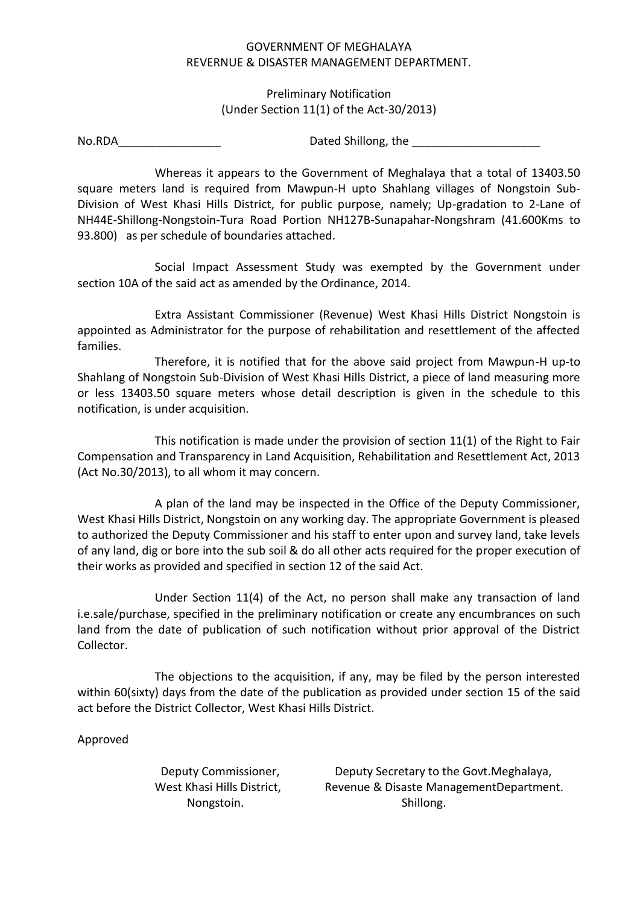GOVERNMENT OF MEGHALAYA
REVERNUE & DISASTER MANAGEMENT DEPARTMENT.

Preliminary Notification
(Under Section 11(1) of the Act-30/2013)

No.RDA________________ Dated Shillong, the ____________________

Whereas it appears to the Government of Meghalaya that a total of 13403.50 square meters land is required from Mawpun-H upto Shahlang villages of Nongstoin Sub-Division of West Khasi Hills District, for public purpose, namely; Up-gradation to 2-Lane of NH44E-Shillong-Nongstoin-Tura Road Portion NH127B-Sunapahar-Nongshram (41.600Kms to 93.800) as per schedule of boundaries attached.

Social Impact Assessment Study was exempted by the Government under section 10A of the said act as amended by the Ordinance, 2014.

Extra Assistant Commissioner (Revenue) West Khasi Hills District Nongstoin is appointed as Administrator for the purpose of rehabilitation and resettlement of the affected families.

Therefore, it is notified that for the above said project from Mawpun-H up-to Shahlang of Nongstoin Sub-Division of West Khasi Hills District, a piece of land measuring more or less 13403.50 square meters whose detail description is given in the schedule to this notification, is under acquisition.

This notification is made under the provision of section 11(1) of the Right to Fair Compensation and Transparency in Land Acquisition, Rehabilitation and Resettlement Act, 2013 (Act No.30/2013), to all whom it may concern.

A plan of the land may be inspected in the Office of the Deputy Commissioner, West Khasi Hills District, Nongstoin on any working day. The appropriate Government is pleased to authorized the Deputy Commissioner and his staff to enter upon and survey land, take levels of any land, dig or bore into the sub soil & do all other acts required for the proper execution of their works as provided and specified in section 12 of the said Act.

Under Section 11(4) of the Act, no person shall make any transaction of land i.e.sale/purchase, specified in the preliminary notification or create any encumbrances on such land from the date of publication of such notification without prior approval of the District Collector.

The objections to the acquisition, if any, may be filed by the person interested within 60(sixty) days from the date of the publication as provided under section 15 of the said act before the District Collector, West Khasi Hills District.

Approved

Deputy Commissioner,
West Khasi Hills District,
Nongstoin.

Deputy Secretary to the Govt.Meghalaya,
Revenue & Disaste ManagementDepartment.
Shillong.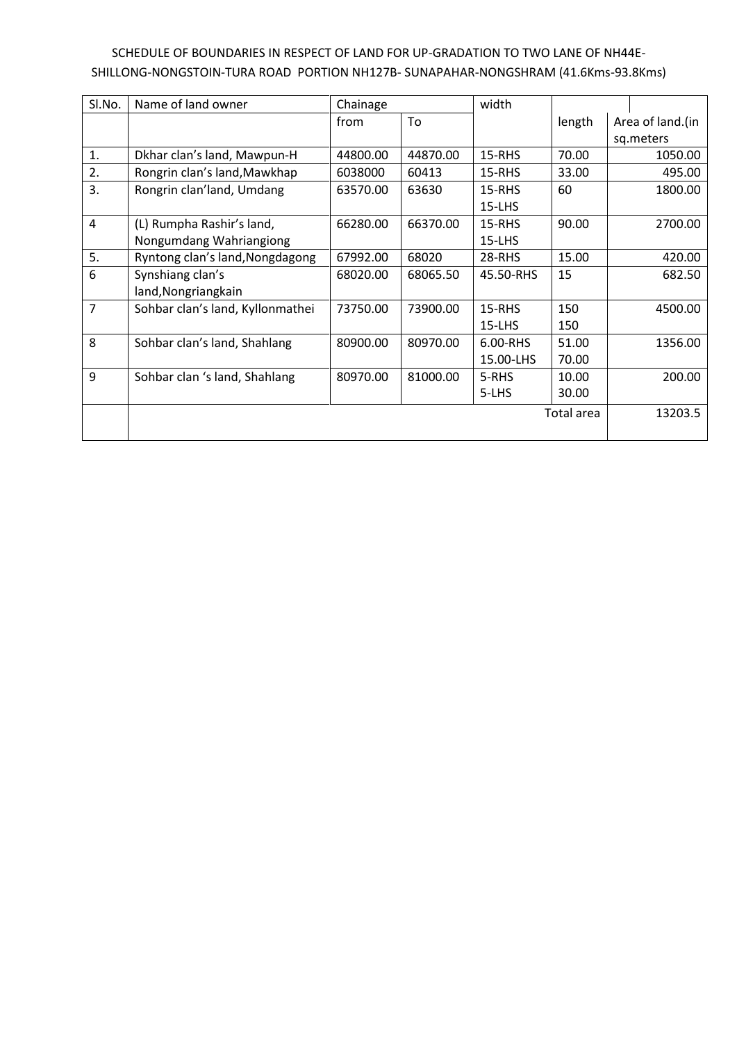SCHEDULE OF BOUNDARIES IN RESPECT OF LAND FOR UP-GRADATION TO TWO LANE OF NH44E- SHILLONG-NONGSTOIN-TURA ROAD PORTION NH127B- SUNAPAHAR-NONGSHRAM (41.6Kms-93.8Kms)

| Sl.No. | Name of land owner | Chainage | | width | | |
|---|---|---|---|---|---|---|
| | | from | To | | length | Area of land.(in sq.meters |
| 1. | Dkhar clan's land, Mawpun-H | 44800.00 | 44870.00 | 15-RHS | 70.00 | 1050.00 |
| 2. | Rongrin clan's land,Mawkhap | 6038000 | 60413 | 15-RHS | 33.00 | 495.00 |
| 3. | Rongrin clan'land, Umdang | 63570.00 | 63630 | 15-RHS<br>15-LHS | 60 | 1800.00 |
| 4 | (L) Rumpha Rashir's land, Nongumdang Wahriangiong | 66280.00 | 66370.00 | 15-RHS<br>15-LHS | 90.00 | 2700.00 |
| 5. | Ryntong clan's land,Nongdagong | 67992.00 | 68020 | 28-RHS | 15.00 | 420.00 |
| 6 | Synshiang clan's land,Nongriangkain | 68020.00 | 68065.50 | 45.50-RHS | 15 | 682.50 |
| 7 | Sohbar clan's land, Kyllonmathei | 73750.00 | 73900.00 | 15-RHS<br>15-LHS | 150<br>150 | 4500.00 |
| 8 | Sohbar clan's land, Shahlang | 80900.00 | 80970.00 | 6.00-RHS<br>15.00-LHS | 51.00<br>70.00 | 1356.00 |
| 9 | Sohbar clan 's land, Shahlang | 80970.00 | 81000.00 | 5-RHS<br>5-LHS | 10.00<br>30.00 | 200.00 |
| | | | | | Total area | 13203.5 |